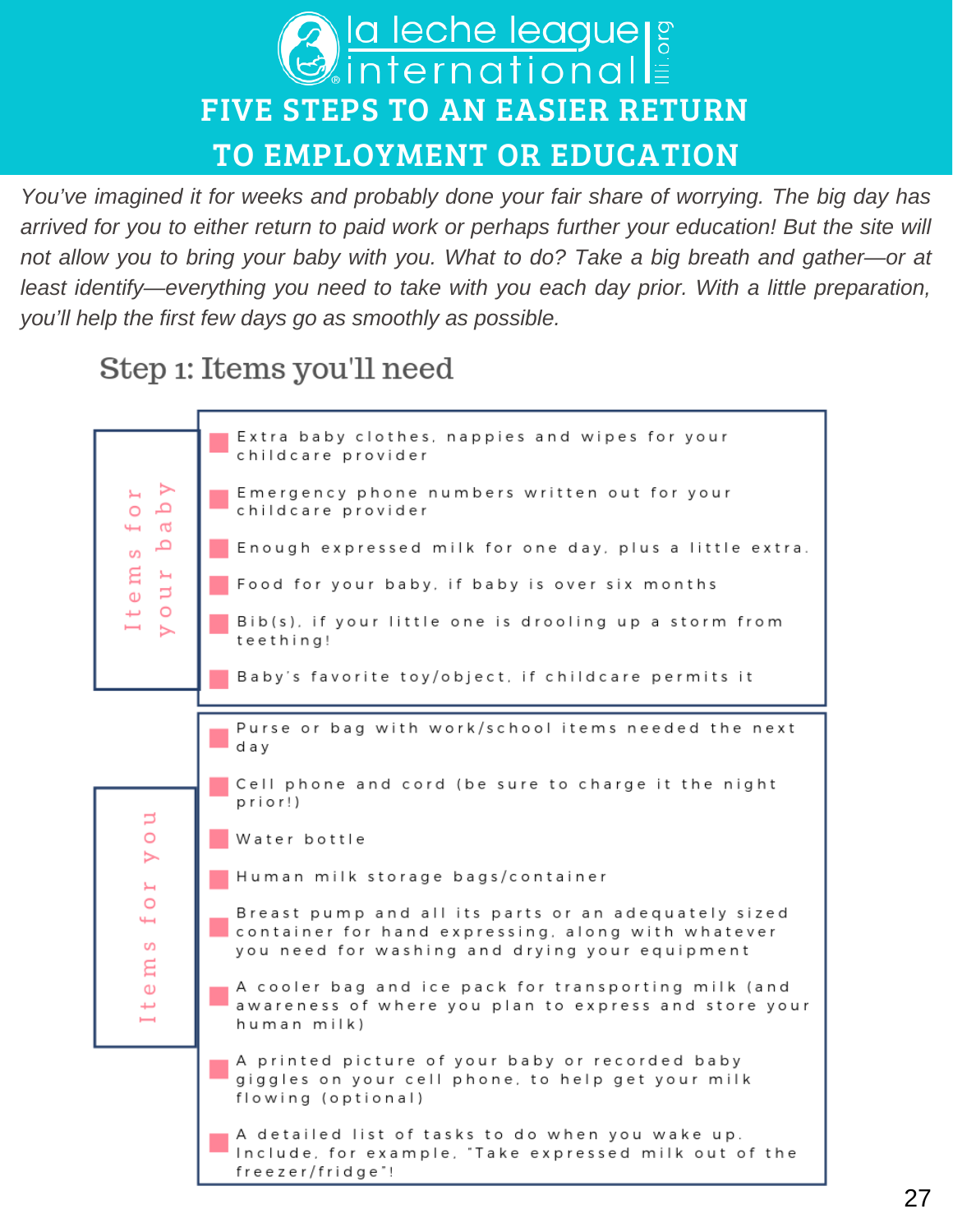la leche league international

# FIVE STEPS TO AN EASIER RETURN TO EMPLOYMENT OR EDUCATION

*You've imagined it for weeks and probably done your fair share of worrying. The big day has arrived for you to either return to paid work or perhaps further your education! But the site will not allow you to bring your baby with you. What to do? Take a big breath and gather—or at least identify—everything you need to take with you each day prior. With a little preparation, you'll help the first few days go as smoothly as possible.*

## Step 1: Items you'll need

### Items for your baby

- Extra baby clothes, nappies and wipes for your childcare provider
- Emergency phone numbers written out for your childcare provider
- Enough expressed milk for one day, plus a little extra.
- Food for your baby, if baby is over six months
- Bib(s), if your little one is drooling up a storm from teething!
- Baby's favorite toy/object, if childcare permits it

### Items for you

- Purse or bag with work/school items needed the next day
- Cell phone and cord (be sure to charge it the night prior!)
- Water bottle
- Human milk storage bags/container
- Breast pump and all its parts or an adequately sized container for hand expressing, along with whatever you need for washing and drying your equipment
- A cooler bag and ice pack for transporting milk (and awareness of where you plan to express and store your human milk)
- A printed picture of your baby or recorded baby giggles on your cell phone, to help get your milk flowing (optional)
- A detailed list of tasks to do when you wake up. Include, for example, "Take expressed milk out of the freezer/fridge"!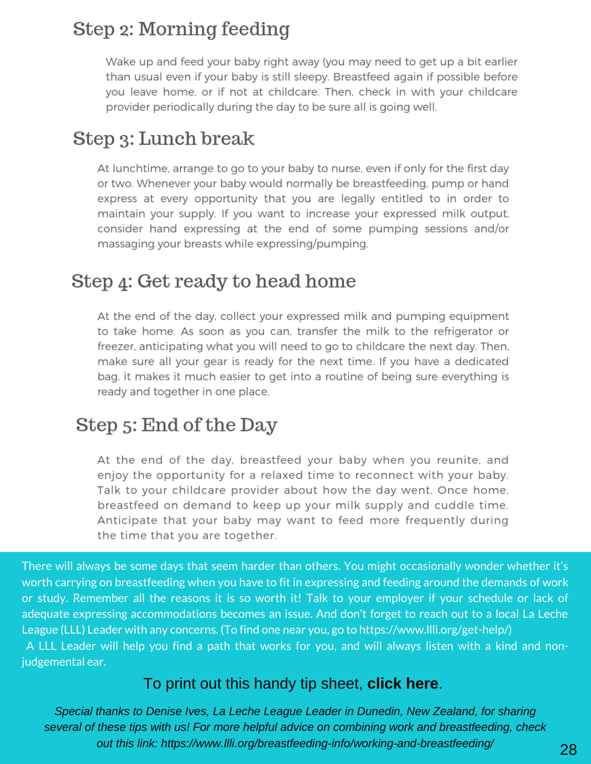## Step 2: Morning feeding

Wake up and feed your baby right away (you may need to get up a bit earlier than usual even if your baby is still sleepy. Breastfeed again if possible before you leave home, or if not at childcare. Then, check in with your childcare provider periodically during the day to be sure all is going well.

## Step 3: Lunch break

At lunchtime, arrange to go to your baby to nurse, even if only for the first day or two. Whenever your baby would normally be breastfeeding, pump or hand express at every opportunity that you are legally entitled to in order to maintain your supply. If you want to increase your expressed milk output, consider hand expressing at the end of some pumping sessions and/or massaging your breasts while expressing/pumping.

## Step 4: Get ready to head home

At the end of the day, collect your expressed milk and pumping equipment to take home. As soon as you can, transfer the milk to the refrigerator or freezer, anticipating what you will need to go to childcare the next day. Then, make sure all your gear is ready for the next time. If you have a dedicated bag, it makes it much easier to get into a routine of being sure everything is ready and together in one place.

## Step 5: End of the Day

At the end of the day, breastfeed your baby when you reunite, and enjoy the opportunity for a relaxed time to reconnect with your baby. Talk to your childcare provider about how the day went. Once home, breastfeed on demand to keep up your milk supply and cuddle time. Anticipate that your baby may want to feed more frequently during the time that you are together.

There will always be some days that seem harder than others. You might occasionally wonder whether it's worth carrying on breastfeeding when you have to fit in expressing and feeding around the demands of work or study. Remember all the reasons it is so worth it! Talk to your employer if your schedule or lack of adequate expressing accommodations becomes an issue. And don't forget to reach out to a local La Leche League (LLL) Leader with any concerns. (To find one near you, go to https://www.llli.org/get-help/)

A LLL Leader will help you find a path that works for you, and will always listen with a kind and non-judgemental ear.

To print out this handy tip sheet, **click here**.

*Special thanks to Denise Ives, La Leche League Leader in Dunedin, New Zealand, for sharing several of these tips with us! For more helpful advice on combining work and breastfeeding, check out this link: https://www.llli.org/breastfeeding-info/working-and-breastfeeding/*